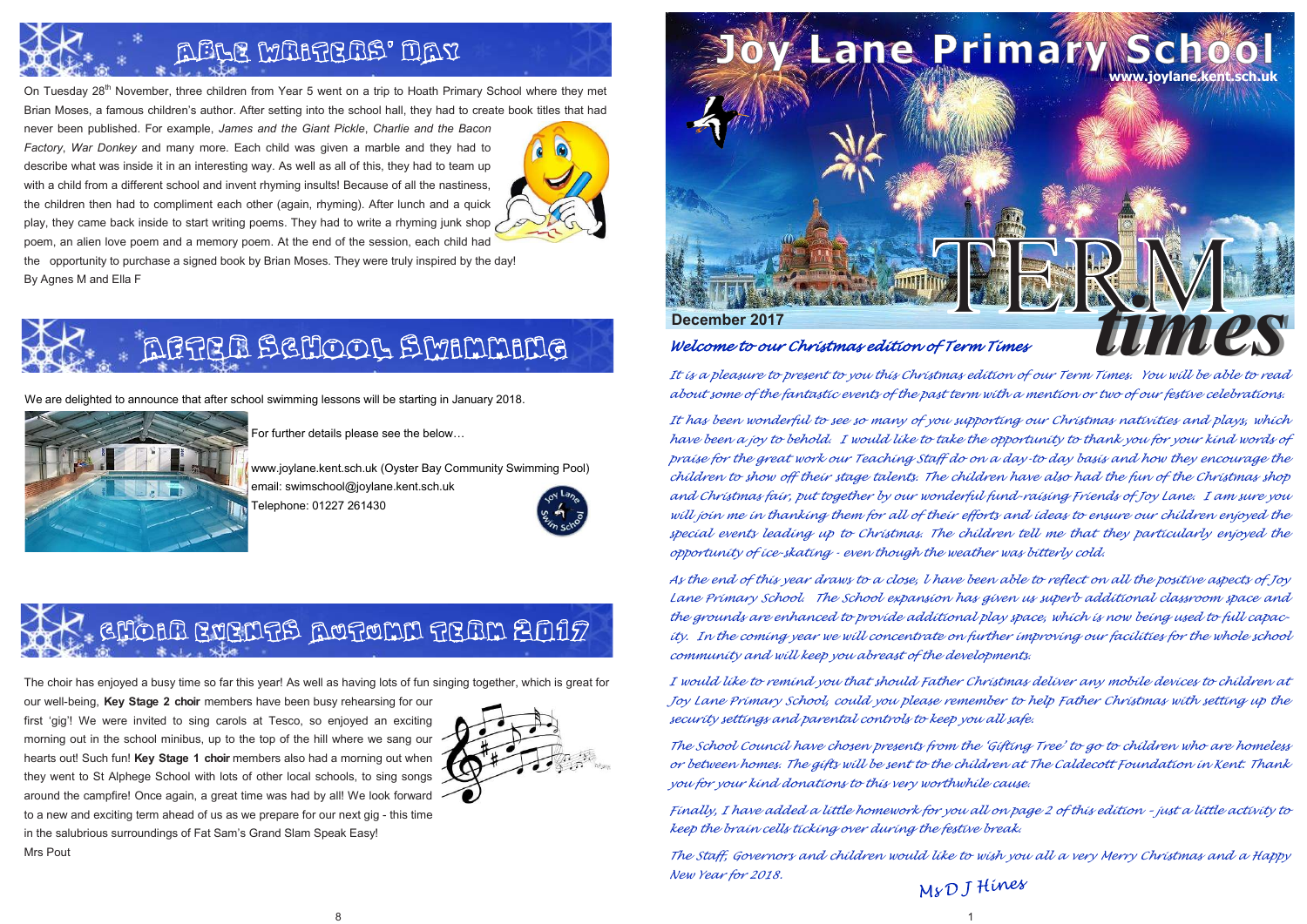## ABLE WRITERS' DAY

On Tuesday 28th November, three children from Year 5 went on a trip to Hoath Primary School where they met Brian Moses, a famous children's author. After setting into the school hall, they had to create book titles that had never been published. For example, *James and the Giant Pickle*, *Charlie and the Bacon Factory*, *War Donkey* and many more. Each child was given a marble and they had to describe what was inside it in an interesting way. As well as all of this, they had to team up with a child from a different school and invent rhyming insults! Because of all the nastiness, the children then had to compliment each other (again, rhyming). After lunch and a quick play, they came back inside to start writing poems. They had to write a rhyming junk shop poem, an alien love poem and a memory poem. At the end of the session, each child had the opportunity to purchase a signed book by Brian Moses. They were truly inspired by the day!

By Agnes M and Ella F

## AFTER SCHOOL SWIMMING

We are delighted to announce that after school swimming lessons will be starting in January 2018.

For further details please see the below…

www.joylane.kent.sch.uk (Oyster Bay Community Swimming Pool)
email: swimschool@joylane.kent.sch.uk
Telephone: 01227 261430

## CHOIR EVENTS AUTUMN TERM 2017

The choir has enjoyed a busy time so far this year! As well as having lots of fun singing together, which is great for our well-being, **Key Stage 2 choir** members have been busy rehearsing for our first 'gig'! We were invited to sing carols at Tesco, so enjoyed an exciting morning out in the school minibus, up to the top of the hill where we sang our hearts out! Such fun! **Key Stage 1 choir** members also had a morning out when they went to St Alphege School with lots of other local schools, to sing songs around the campfire! Once again, a great time was had by all! We look forward to a new and exciting term ahead of us as we prepare for our next gig - this time in the salubrious surroundings of Fat Sam's Grand Slam Speak Easy!

Mrs Pout

# Joy Lane Primary School

www.joylane.kent.sch.uk

# TERM times

**December 2017**

### *Welcome to our Christmas edition of Term Times*

*It is a pleasure to present to you this Christmas edition of our Term Times. You will be able to read about some of the fantastic events of the past term with a mention or two of our festive celebrations.*

*It has been wonderful to see so many of you supporting our Christmas nativities and plays, which have been a joy to behold. I would like to take the opportunity to thank you for your kind words of praise for the great work our Teaching Staff do on a day-to-day basis and how they encourage the children to show off their stage talents. The children have also had the fun of the Christmas shop and Christmas fair, put together by our wonderful fund-raising Friends of Joy Lane. I am sure you will join me in thanking them for all of their efforts and ideas to ensure our children enjoyed the special events leading up to Christmas. The children tell me that they particularly enjoyed the opportunity of ice-skating - even though the weather was bitterly cold.*

*As the end of this year draws to a close, I have been able to reflect on all the positive aspects of Joy Lane Primary School. The School expansion has given us superb additional classroom space and the grounds are enhanced to provide additional play space, which is now being used to full capacity. In the coming year we will concentrate on further improving our facilities for the whole school community and will keep you abreast of the developments.*

*I would like to remind you that should Father Christmas deliver any mobile devices to children at Joy Lane Primary School, could you please remember to help Father Christmas with setting up the security settings and parental controls to keep you all safe.*

*The School Council have chosen presents from the 'Gifting Tree' to go to children who are homeless or between homes. The gifts will be sent to the children at The Caldecott Foundation in Kent. Thank you for your kind donations to this very worthwhile cause.*

*Finally, I have added a little homework for you all on page 2 of this edition - just a little activity to keep the brain cells ticking over during the festive break.*

*The Staff, Governors and children would like to wish you all a very Merry Christmas and a Happy New Year for 2018.*

*Ms D J Hines*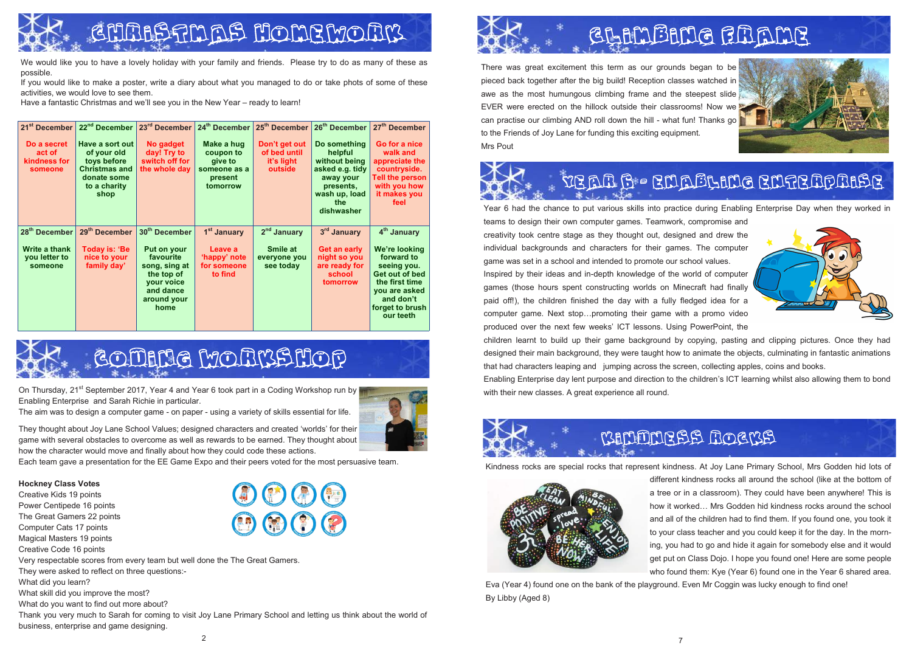# Christmas Homework

We would like you to have a lovely holiday with your family and friends. Please try to do as many of these as possible.

If you would like to make a poster, write a diary about what you managed to do or take phots of some of these activities, we would love to see them.

Have a fantastic Christmas and we'll see you in the New Year – ready to learn!

| 21st December | 22nd December | 23rd December | 24th December | 25th December | 26th December | 27th December |
|---|---|---|---|---|---|---|
| Do a secret act of kindness for someone | Have a sort out of your old toys before Christmas and donate some to a charity shop | No gadget day! Try to switch off for the whole day | Make a hug coupon to give to someone as a present tomorrow | Don't get out of bed until it's light outside | Do something helpful without being asked e.g. tidy away your presents, wash up, load the dishwasher | Go for a nice walk and appreciate the countryside. Tell the person with you how it makes you feel |
| **28th December** | **29th December** | **30th December** | **1st January** | **2nd January** | **3rd January** | **4th January** |
| Write a thank you letter to someone | Today is: 'Be nice to your family day' | Put on your favourite song, sing at the top of your voice and dance around your home | Leave a 'happy' note for someone to find | Smile at everyone you see today | Get an early night so you are ready for school tomorrow | We're looking forward to seeing you. Get out of bed the first time you are asked and don't forget to brush our teeth |

# Coding Workshop

On Thursday, 21st September 2017, Year 4 and Year 6 took part in a Coding Workshop run by Enabling Enterprise and Sarah Richie in particular.

The aim was to design a computer game - on paper - using a variety of skills essential for life.

They thought about Joy Lane School Values; designed characters and created 'worlds' for their game with several obstacles to overcome as well as rewards to be earned. They thought about how the character would move and finally about how they could code these actions.

Each team gave a presentation for the EE Game Expo and their peers voted for the most persuasive team.

**Hockney Class Votes**

Creative Kids 19 points
Power Centipede 16 points
The Great Gamers 22 points
Computer Cats 17 points
Magical Masters 19 points
Creative Code 16 points

Very respectable scores from every team but well done the The Great Gamers.

They were asked to reflect on three questions:-

What did you learn?

What skill did you improve the most?

What do you want to find out more about?

Thank you very much to Sarah for coming to visit Joy Lane Primary School and letting us think about the world of business, enterprise and game designing.

# Climbing Frame

There was great excitement this term as our grounds began to be pieced back together after the big build! Reception classes watched in awe as the most humungous climbing frame and the steepest slide EVER were erected on the hillock outside their classrooms! Now we can practise our climbing AND roll down the hill - what fun! Thanks go to the Friends of Joy Lane for funding this exciting equipment.

Mrs Pout

# Year 6 - Enabling Enterprise

Year 6 had the chance to put various skills into practice during Enabling Enterprise Day when they worked in teams to design their own computer games. Teamwork, compromise and creativity took centre stage as they thought out, designed and drew the individual backgrounds and characters for their games. The computer game was set in a school and intended to promote our school values.

Inspired by their ideas and in-depth knowledge of the world of computer games (those hours spent constructing worlds on Minecraft had finally paid off!), the children finished the day with a fully fledged idea for a computer game. Next stop…promoting their game with a promo video produced over the next few weeks' ICT lessons. Using PowerPoint, the children learnt to build up their game background by copying, pasting and clipping pictures. Once they had designed their main background, they were taught how to animate the objects, culminating in fantastic animations that had characters leaping and jumping across the screen, collecting apples, coins and books.

Enabling Enterprise day lent purpose and direction to the children's ICT learning whilst also allowing them to bond with their new classes. A great experience all round.

# Kindness Rocks

Kindness rocks are special rocks that represent kindness. At Joy Lane Primary School, Mrs Godden hid lots of different kindness rocks all around the school (like at the bottom of a tree or in a classroom). They could have been anywhere! This is how it worked… Mrs Godden hid kindness rocks around the school and all of the children had to find them. If you found one, you took it to your class teacher and you could keep it for the day. In the morning, you had to go and hide it again for somebody else and it would get put on Class Dojo. I hope you found one! Here are some people who found them: Kye (Year 6) found one in the Year 6 shared area. Eva (Year 4) found one on the bank of the playground. Even Mr Coggin was lucky enough to find one!

By Libby (Aged 8)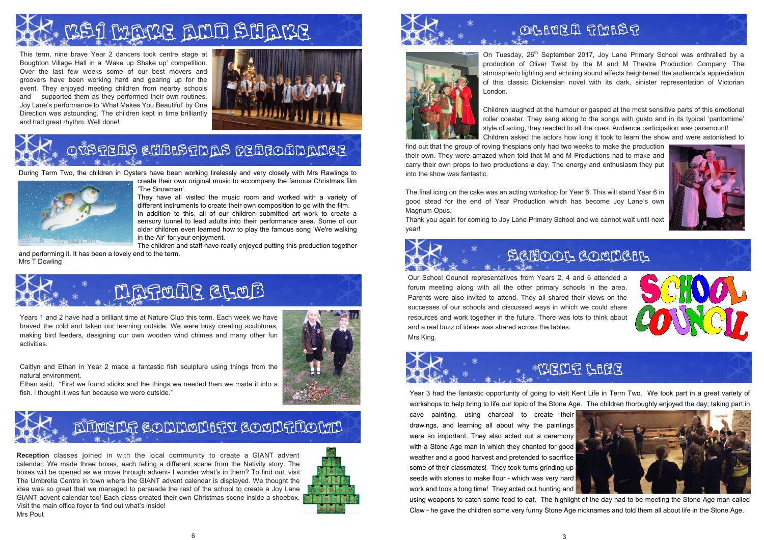# KS1 Wake and Shake

This term, nine brave Year 2 dancers took centre stage at Boughton Village Hall in a 'Wake up Shake up' competition. Over the last few weeks some of our best movers and groovers have been working hard and gearing up for the event. They enjoyed meeting children from nearby schools and supported them as they performed their own routines. Joy Lane's performance to 'What Makes You Beautiful' by One Direction was astounding. The children kept in time brilliantly and had great rhythm. Well done!

# Oysters Christmas Performance

During Term Two, the children in Oysters have been working tirelessly and very closely with Mrs Rawlings to create their own original music to accompany the famous Christmas film 'The Snowman'.

They have all visited the music room and worked with a variety of different instruments to create their own composition to go with the film.

In addition to this, all of our children submitted art work to create a sensory tunnel to lead adults into their performance area. Some of our older children even learned how to play the famous song 'We're walking in the Air' for your enjoyment.

The children and staff have really enjoyed putting this production together and performing it. It has been a lovely end to the term.

Mrs T Dowling

# Nature Club

Years 1 and 2 have had a brilliant time at Nature Club this term. Each week we have braved the cold and taken our learning outside. We were busy creating sculptures, making bird feeders, designing our own wooden wind chimes and many other fun activities.

Caitlyn and Ethan in Year 2 made a fantastic fish sculpture using things from the natural environment.

Ethan said, "First we found sticks and the things we needed then we made it into a fish. I thought it was fun because we were outside."

# Advent Community Countdown

**Reception** classes joined in with the local community to create a GIANT advent calendar. We made three boxes, each telling a different scene from the Nativity story. The boxes will be opened as we move through advent- I wonder what's in them? To find out, visit The Umbrella Centre in town where the GIANT advent calendar is displayed. We thought the idea was so great that we managed to persuade the rest of the school to create a Joy Lane GIANT advent calendar too! Each class created their own Christmas scene inside a shoebox. Visit the main office foyer to find out what's inside!

Mrs Pout

# Oliver Twist

On Tuesday, 26th September 2017, Joy Lane Primary School was enthralled by a production of Oliver Twist by the M and M Theatre Production Company. The atmospheric lighting and echoing sound effects heightened the audience's appreciation of this classic Dickensian novel with its dark, sinister representation of Victorian London.

Children laughed at the humour or gasped at the most sensitive parts of this emotional roller coaster. They sang along to the songs with gusto and in its typical 'pantomime' style of acting, they reacted to all the cues. Audience participation was paramount! Children asked the actors how long it took to learn the show and were astonished to find out that the group of roving thespians only had two weeks to make the production their own. They were amazed when told that M and M Productions had to make and carry their own props to two productions a day. The energy and enthusiasm they put into the show was fantastic.

The final icing on the cake was an acting workshop for Year 6. This will stand Year 6 in good stead for the end of Year Production which has become Joy Lane's own Magnum Opus.

Thank you again for coming to Joy Lane Primary School and we cannot wait until next year!

# School Council

Our School Council representatives from Years 2, 4 and 6 attended a forum meeting along with all the other primary schools in the area. Parents were also invited to attend. They all shared their views on the successes of our schools and discussed ways in which we could share resources and work together in the future. There was lots to think about and a real buzz of ideas was shared across the tables.

Mrs King.

# Kent Life

Year 3 had the fantastic opportunity of going to visit Kent Life in Term Two. We took part in a great variety of workshops to help bring to life our topic of the Stone Age. The children thoroughly enjoyed the day; taking part in cave painting, using charcoal to create their drawings, and learning all about why the paintings were so important. They also acted out a ceremony with a Stone Age man in which they chanted for good weather and a good harvest and pretended to sacrifice some of their classmates! They took turns grinding up seeds with stones to make flour - which was very hard work and took a long time! They acted out hunting and using weapons to catch some food to eat. The highlight of the day had to be meeting the Stone Age man called Claw - he gave the children some very funny Stone Age nicknames and told them all about life in the Stone Age.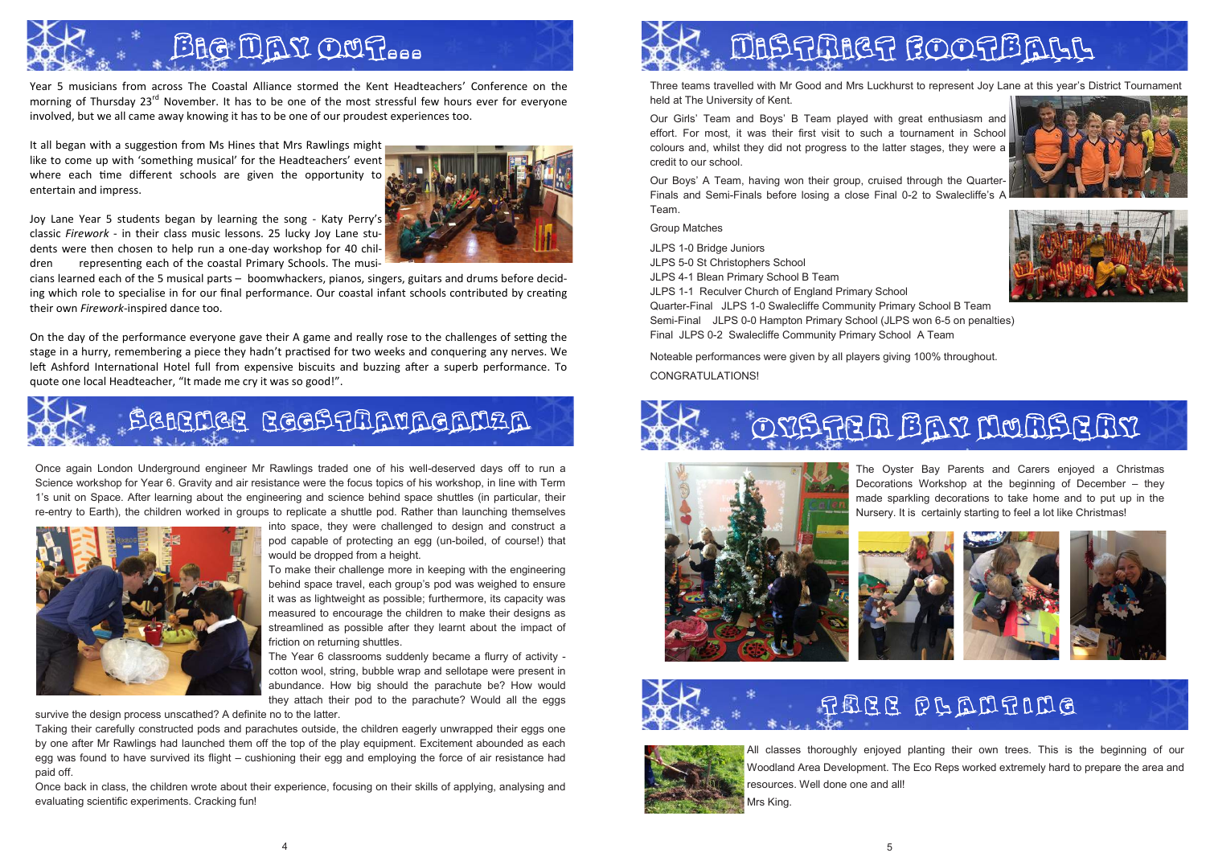# Big Day Out...

Year 5 musicians from across The Coastal Alliance stormed the Kent Headteachers' Conference on the morning of Thursday 23rd November. It has to be one of the most stressful few hours ever for everyone involved, but we all came away knowing it has to be one of our proudest experiences too.

It all began with a suggestion from Ms Hines that Mrs Rawlings might like to come up with 'something musical' for the Headteachers' event where each time different schools are given the opportunity to entertain and impress.

Joy Lane Year 5 students began by learning the song - Katy Perry's classic *Firework* - in their class music lessons. 25 lucky Joy Lane students were then chosen to help run a one-day workshop for 40 children representing each of the coastal Primary Schools. The musicians learned each of the 5 musical parts – boomwhackers, pianos, singers, guitars and drums before deciding which role to specialise in for our final performance. Our coastal infant schools contributed by creating their own *Firework*-inspired dance too.

On the day of the performance everyone gave their A game and really rose to the challenges of setting the stage in a hurry, remembering a piece they hadn't practised for two weeks and conquering any nerves. We left Ashford International Hotel full from expensive biscuits and buzzing after a superb performance. To quote one local Headteacher, "It made me cry it was so good!".

# Science Eggstravaganza

Once again London Underground engineer Mr Rawlings traded one of his well-deserved days off to run a Science workshop for Year 6. Gravity and air resistance were the focus topics of his workshop, in line with Term 1's unit on Space. After learning about the engineering and science behind space shuttles (in particular, their re-entry to Earth), the children worked in groups to replicate a shuttle pod. Rather than launching themselves into space, they were challenged to design and construct a pod capable of protecting an egg (un-boiled, of course!) that would be dropped from a height.

To make their challenge more in keeping with the engineering behind space travel, each group's pod was weighed to ensure it was as lightweight as possible; furthermore, its capacity was measured to encourage the children to make their designs as streamlined as possible after they learnt about the impact of friction on returning shuttles.

The Year 6 classrooms suddenly became a flurry of activity - cotton wool, string, bubble wrap and sellotape were present in abundance. How big should the parachute be? How would they attach their pod to the parachute? Would all the eggs survive the design process unscathed? A definite no to the latter.

Taking their carefully constructed pods and parachutes outside, the children eagerly unwrapped their eggs one by one after Mr Rawlings had launched them off the top of the play equipment. Excitement abounded as each egg was found to have survived its flight – cushioning their egg and employing the force of air resistance had paid off.

Once back in class, the children wrote about their experience, focusing on their skills of applying, analysing and evaluating scientific experiments. Cracking fun!

# District Football

Three teams travelled with Mr Good and Mrs Luckhurst to represent Joy Lane at this year's District Tournament held at The University of Kent.

Our Girls' Team and Boys' B Team played with great enthusiasm and effort. For most, it was their first visit to such a tournament in School colours and, whilst they did not progress to the latter stages, they were a credit to our school.

Our Boys' A Team, having won their group, cruised through the Quarter-Finals and Semi-Finals before losing a close Final 0-2 to Swalecliffe's A Team.

Group Matches

JLPS 1-0 Bridge Juniors
JLPS 5-0 St Christophers School
JLPS 4-1 Blean Primary School B Team
JLPS 1-1 Reculver Church of England Primary School
Quarter-Final JLPS 1-0 Swalecliffe Community Primary School B Team
Semi-Final JLPS 0-0 Hampton Primary School (JLPS won 6-5 on penalties)
Final JLPS 0-2 Swalecliffe Community Primary School A Team

Noteable performances were given by all players giving 100% throughout.

CONGRATULATIONS!

# Oyster Bay Nursery

The Oyster Bay Parents and Carers enjoyed a Christmas Decorations Workshop at the beginning of December – they made sparkling decorations to take home and to put up in the Nursery. It is certainly starting to feel a lot like Christmas!

# Tree Planting

All classes thoroughly enjoyed planting their own trees. This is the beginning of our Woodland Area Development. The Eco Reps worked extremely hard to prepare the area and resources. Well done one and all!

Mrs King.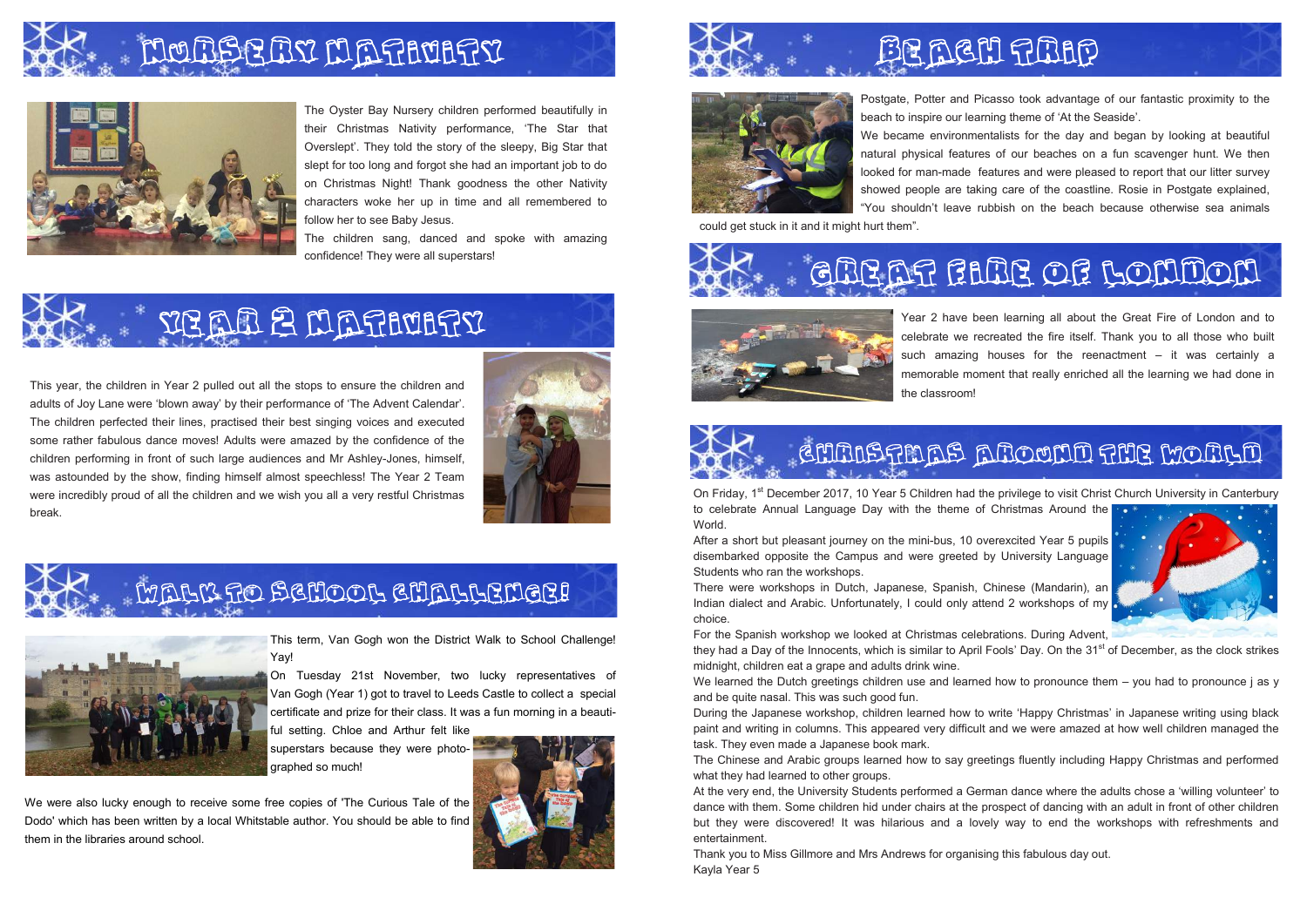## Nursery Nativity

The Oyster Bay Nursery children performed beautifully in their Christmas Nativity performance, 'The Star that Overslept'. They told the story of the sleepy, Big Star that slept for too long and forgot she had an important job to do on Christmas Night! Thank goodness the other Nativity characters woke her up in time and all remembered to follow her to see Baby Jesus.

The children sang, danced and spoke with amazing confidence! They were all superstars!

## Year 2 Nativity

This year, the children in Year 2 pulled out all the stops to ensure the children and adults of Joy Lane were 'blown away' by their performance of 'The Advent Calendar'. The children perfected their lines, practised their best singing voices and executed some rather fabulous dance moves! Adults were amazed by the confidence of the children performing in front of such large audiences and Mr Ashley-Jones, himself, was astounded by the show, finding himself almost speechless! The Year 2 Team were incredibly proud of all the children and we wish you all a very restful Christmas break.

## Walk to School Challenge!

This term, Van Gogh won the District Walk to School Challenge! Yay!

On Tuesday 21st November, two lucky representatives of Van Gogh (Year 1) got to travel to Leeds Castle to collect a special certificate and prize for their class. It was a fun morning in a beautiful setting. Chloe and Arthur felt like superstars because they were photographed so much!

We were also lucky enough to receive some free copies of 'The Curious Tale of the Dodo' which has been written by a local Whitstable author. You should be able to find them in the libraries around school.

## Beach Trip

Postgate, Potter and Picasso took advantage of our fantastic proximity to the beach to inspire our learning theme of 'At the Seaside'.

We became environmentalists for the day and began by looking at beautiful natural physical features of our beaches on a fun scavenger hunt. We then looked for man-made features and were pleased to report that our litter survey showed people are taking care of the coastline. Rosie in Postgate explained, "You shouldn't leave rubbish on the beach because otherwise sea animals could get stuck in it and it might hurt them".

## Great Fire of London

Year 2 have been learning all about the Great Fire of London and to celebrate we recreated the fire itself. Thank you to all those who built such amazing houses for the reenactment – it was certainly a memorable moment that really enriched all the learning we had done in the classroom!

## Christmas Around the World

On Friday, 1st December 2017, 10 Year 5 Children had the privilege to visit Christ Church University in Canterbury to celebrate Annual Language Day with the theme of Christmas Around the World.

After a short but pleasant journey on the mini-bus, 10 overexcited Year 5 pupils disembarked opposite the Campus and were greeted by University Language Students who ran the workshops.

There were workshops in Dutch, Japanese, Spanish, Chinese (Mandarin), an Indian dialect and Arabic. Unfortunately, I could only attend 2 workshops of my choice.

For the Spanish workshop we looked at Christmas celebrations. During Advent, they had a Day of the Innocents, which is similar to April Fools' Day. On the 31st of December, as the clock strikes midnight, children eat a grape and adults drink wine.

We learned the Dutch greetings children use and learned how to pronounce them – you had to pronounce j as y and be quite nasal. This was such good fun.

During the Japanese workshop, children learned how to write 'Happy Christmas' in Japanese writing using black paint and writing in columns. This appeared very difficult and we were amazed at how well children managed the task. They even made a Japanese book mark.

The Chinese and Arabic groups learned how to say greetings fluently including Happy Christmas and performed what they had learned to other groups.

At the very end, the University Students performed a German dance where the adults chose a 'willing volunteer' to dance with them. Some children hid under chairs at the prospect of dancing with an adult in front of other children but they were discovered! It was hilarious and a lovely way to end the workshops with refreshments and entertainment.

Thank you to Miss Gillmore and Mrs Andrews for organising this fabulous day out.

Kayla Year 5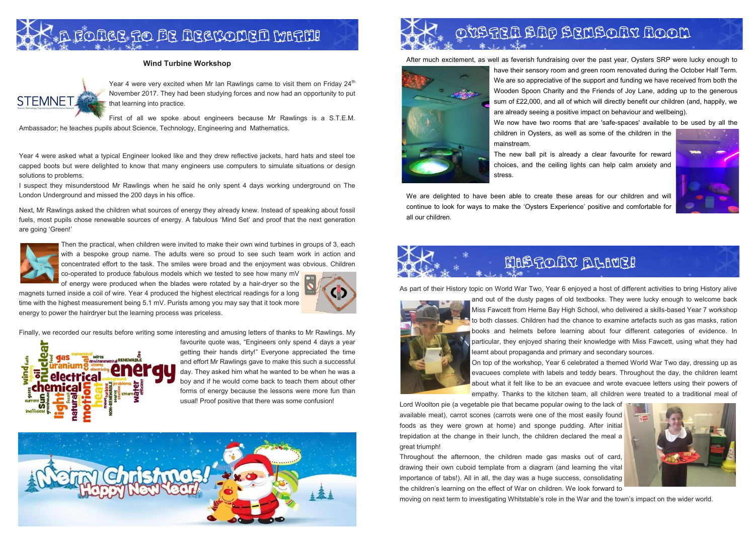# A FORCE TO BE RECKONED WITH!

### Wind Turbine Workshop

Year 4 were very excited when Mr Ian Rawlings came to visit them on Friday 24th November 2017. They had been studying forces and now had an opportunity to put that learning into practice.

First of all we spoke about engineers because Mr Rawlings is a S.T.E.M. Ambassador; he teaches pupils about Science, Technology, Engineering and Mathematics.

Year 4 were asked what a typical Engineer looked like and they drew reflective jackets, hard hats and steel toe capped boots but were delighted to know that many engineers use computers to simulate situations or design solutions to problems.

I suspect they misunderstood Mr Rawlings when he said he only spent 4 days working underground on The London Underground and missed the 200 days in his office.

Next, Mr Rawlings asked the children what sources of energy they already knew. Instead of speaking about fossil fuels, most pupils chose renewable sources of energy. A fabulous 'Mind Set' and proof that the next generation are going 'Green!'

Then the practical, when children were invited to make their own wind turbines in groups of 3, each with a bespoke group name. The adults were so proud to see such team work in action and concentrated effort to the task. The smiles were broad and the enjoyment was obvious. Children co-operated to produce fabulous models which we tested to see how many mV of energy were produced when the blades were rotated by a hair-dryer so the magnets turned inside a coil of wire. Year 4 produced the highest electrical readings for a long time with the highest measurement being 5.1 mV. Purists among you may say that it took more energy to power the hairdryer but the learning process was priceless.

Finally, we recorded our results before writing some interesting and amusing letters of thanks to Mr Rawlings. My favourite quote was, "Engineers only spend 4 days a year getting their hands dirty!" Everyone appreciated the time and effort Mr Rawlings gave to make this such a successful day. They asked him what he wanted to be when he was a boy and if he would come back to teach them about other forms of energy because the lessons were more fun than usual! Proof positive that there was some confusion!

# OYSTER SRP SENSORY ROOM

After much excitement, as well as feverish fundraising over the past year, Oysters SRP were lucky enough to have their sensory room and green room renovated during the October Half Term. We are so appreciative of the support and funding we have received from both the Wooden Spoon Charity and the Friends of Joy Lane, adding up to the generous sum of £22,000, and all of which will directly benefit our children (and, happily, we are already seeing a positive impact on behaviour and wellbeing).

We now have two rooms that are 'safe-spaces' available to be used by all the children in Oysters, as well as some of the children in the mainstream.

The new ball pit is already a clear favourite for reward choices, and the ceiling lights can help calm anxiety and stress.

We are delighted to have been able to create these areas for our children and will continue to look for ways to make the 'Oysters Experience' positive and comfortable for all our children.

# HISTORY ALIVE!

As part of their History topic on World War Two, Year 6 enjoyed a host of different activities to bring History alive and out of the dusty pages of old textbooks. They were lucky enough to welcome back Miss Fawcett from Herne Bay High School, who delivered a skills-based Year 7 workshop to both classes. Children had the chance to examine artefacts such as gas masks, ration books and helmets before learning about four different categories of evidence. In particular, they enjoyed sharing their knowledge with Miss Fawcett, using what they had learnt about propaganda and primary and secondary sources.

On top of the workshop, Year 6 celebrated a themed World War Two day, dressing up as evacuees complete with labels and teddy bears. Throughout the day, the children learnt about what it felt like to be an evacuee and wrote evacuee letters using their powers of empathy. Thanks to the kitchen team, all children were treated to a traditional meal of Lord Woolton pie (a vegetable pie that became popular owing to the lack of available meat), carrot scones (carrots were one of the most easily found foods as they were grown at home) and sponge pudding. After initial trepidation at the change in their lunch, the children declared the meal a great triumph!

Throughout the afternoon, the children made gas masks out of card, drawing their own cuboid template from a diagram (and learning the vital importance of tabs!). All in all, the day was a huge success, consolidating the children's learning on the effect of War on children. We look forward to moving on next term to investigating Whitstable's role in the War and the town's impact on the wider world.